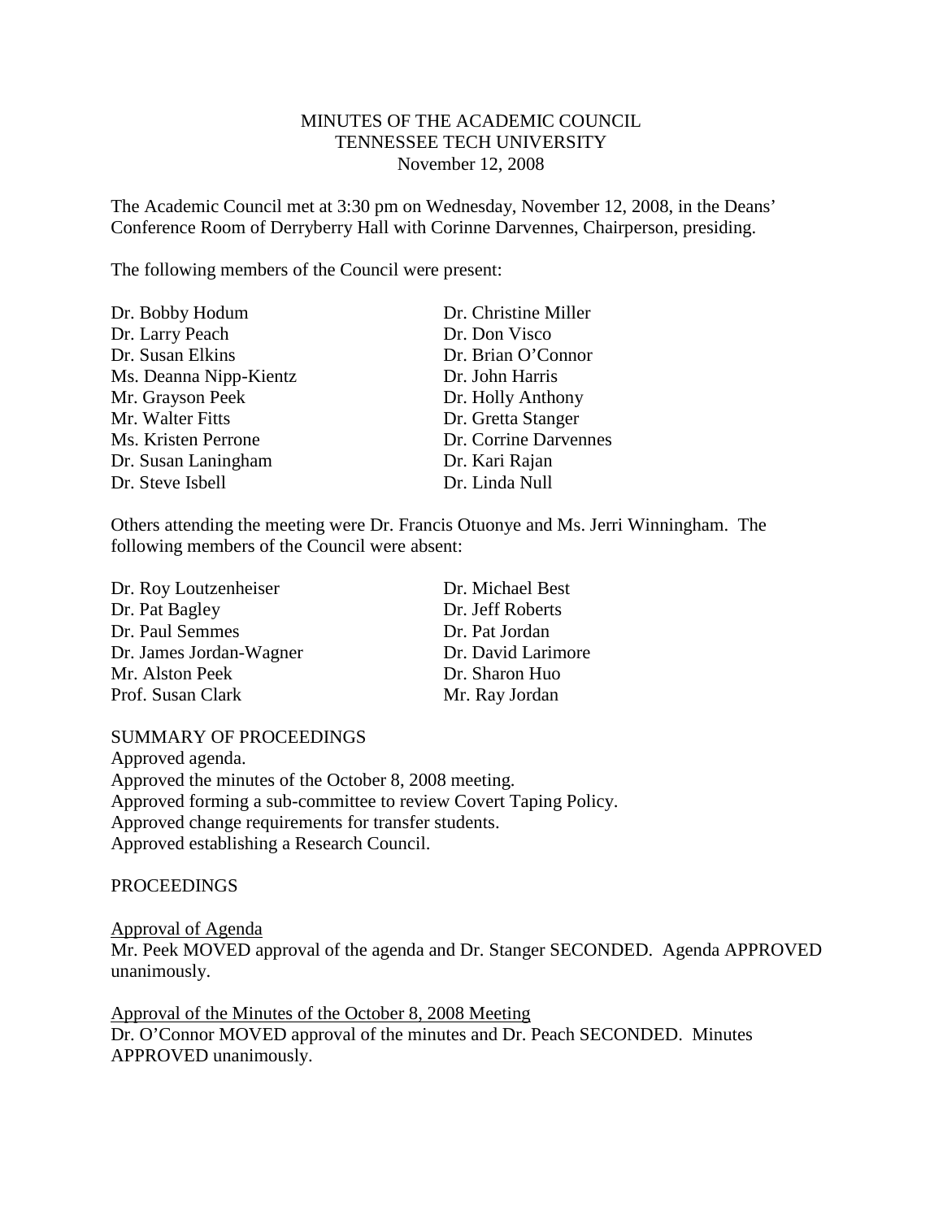MINUTES OF THE ACADEMIC COUNCIL
TENNESSEE TECH UNIVERSITY
November 12, 2008

The Academic Council met at 3:30 pm on Wednesday, November 12, 2008, in the Deans' Conference Room of Derryberry Hall with Corinne Darvennes, Chairperson, presiding.

The following members of the Council were present:

| | |
|---|---|
| Dr. Bobby Hodum | Dr. Christine Miller |
| Dr. Larry Peach | Dr. Don Visco |
| Dr. Susan Elkins | Dr. Brian O'Connor |
| Ms. Deanna Nipp-Kientz | Dr. John Harris |
| Mr. Grayson Peek | Dr. Holly Anthony |
| Mr. Walter Fitts | Dr. Gretta Stanger |
| Ms. Kristen Perrone | Dr. Corrine Darvennes |
| Dr. Susan Laningham | Dr. Kari Rajan |
| Dr. Steve Isbell | Dr. Linda Null |

Others attending the meeting were Dr. Francis Otuonye and Ms. Jerri Winningham. The following members of the Council were absent:

| | |
|---|---|
| Dr. Roy Loutzenheiser | Dr. Michael Best |
| Dr. Pat Bagley | Dr. Jeff Roberts |
| Dr. Paul Semmes | Dr. Pat Jordan |
| Dr. James Jordan-Wagner | Dr. David Larimore |
| Mr. Alston Peek | Dr. Sharon Huo |
| Prof. Susan Clark | Mr. Ray Jordan |

SUMMARY OF PROCEEDINGS

Approved agenda.
Approved the minutes of the October 8, 2008 meeting.
Approved forming a sub-committee to review Covert Taping Policy.
Approved change requirements for transfer students.
Approved establishing a Research Council.

PROCEEDINGS

Approval of Agenda

Mr. Peek MOVED approval of the agenda and Dr. Stanger SECONDED. Agenda APPROVED unanimously.

Approval of the Minutes of the October 8, 2008 Meeting

Dr. O'Connor MOVED approval of the minutes and Dr. Peach SECONDED. Minutes APPROVED unanimously.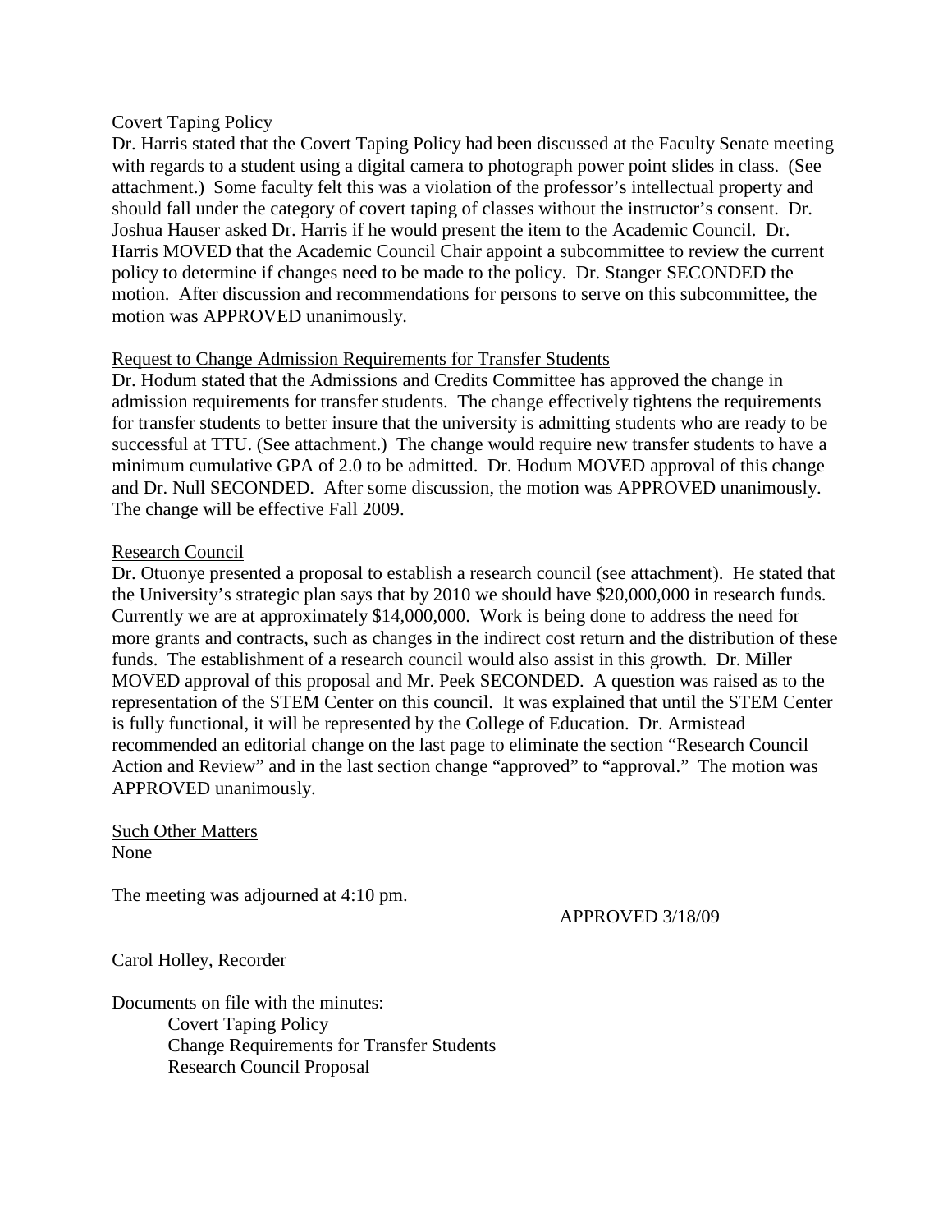Covert Taping Policy

Dr. Harris stated that the Covert Taping Policy had been discussed at the Faculty Senate meeting with regards to a student using a digital camera to photograph power point slides in class. (See attachment.) Some faculty felt this was a violation of the professor's intellectual property and should fall under the category of covert taping of classes without the instructor's consent. Dr. Joshua Hauser asked Dr. Harris if he would present the item to the Academic Council. Dr. Harris MOVED that the Academic Council Chair appoint a subcommittee to review the current policy to determine if changes need to be made to the policy. Dr. Stanger SECONDED the motion. After discussion and recommendations for persons to serve on this subcommittee, the motion was APPROVED unanimously.

Request to Change Admission Requirements for Transfer Students

Dr. Hodum stated that the Admissions and Credits Committee has approved the change in admission requirements for transfer students. The change effectively tightens the requirements for transfer students to better insure that the university is admitting students who are ready to be successful at TTU. (See attachment.) The change would require new transfer students to have a minimum cumulative GPA of 2.0 to be admitted. Dr. Hodum MOVED approval of this change and Dr. Null SECONDED. After some discussion, the motion was APPROVED unanimously. The change will be effective Fall 2009.

Research Council

Dr. Otuonye presented a proposal to establish a research council (see attachment). He stated that the University's strategic plan says that by 2010 we should have $20,000,000 in research funds. Currently we are at approximately $14,000,000. Work is being done to address the need for more grants and contracts, such as changes in the indirect cost return and the distribution of these funds. The establishment of a research council would also assist in this growth. Dr. Miller MOVED approval of this proposal and Mr. Peek SECONDED. A question was raised as to the representation of the STEM Center on this council. It was explained that until the STEM Center is fully functional, it will be represented by the College of Education. Dr. Armistead recommended an editorial change on the last page to eliminate the section "Research Council Action and Review" and in the last section change "approved" to "approval." The motion was APPROVED unanimously.

Such Other Matters

None

The meeting was adjourned at 4:10 pm.

APPROVED 3/18/09

Carol Holley, Recorder

Documents on file with the minutes:

- Covert Taping Policy
- Change Requirements for Transfer Students
- Research Council Proposal